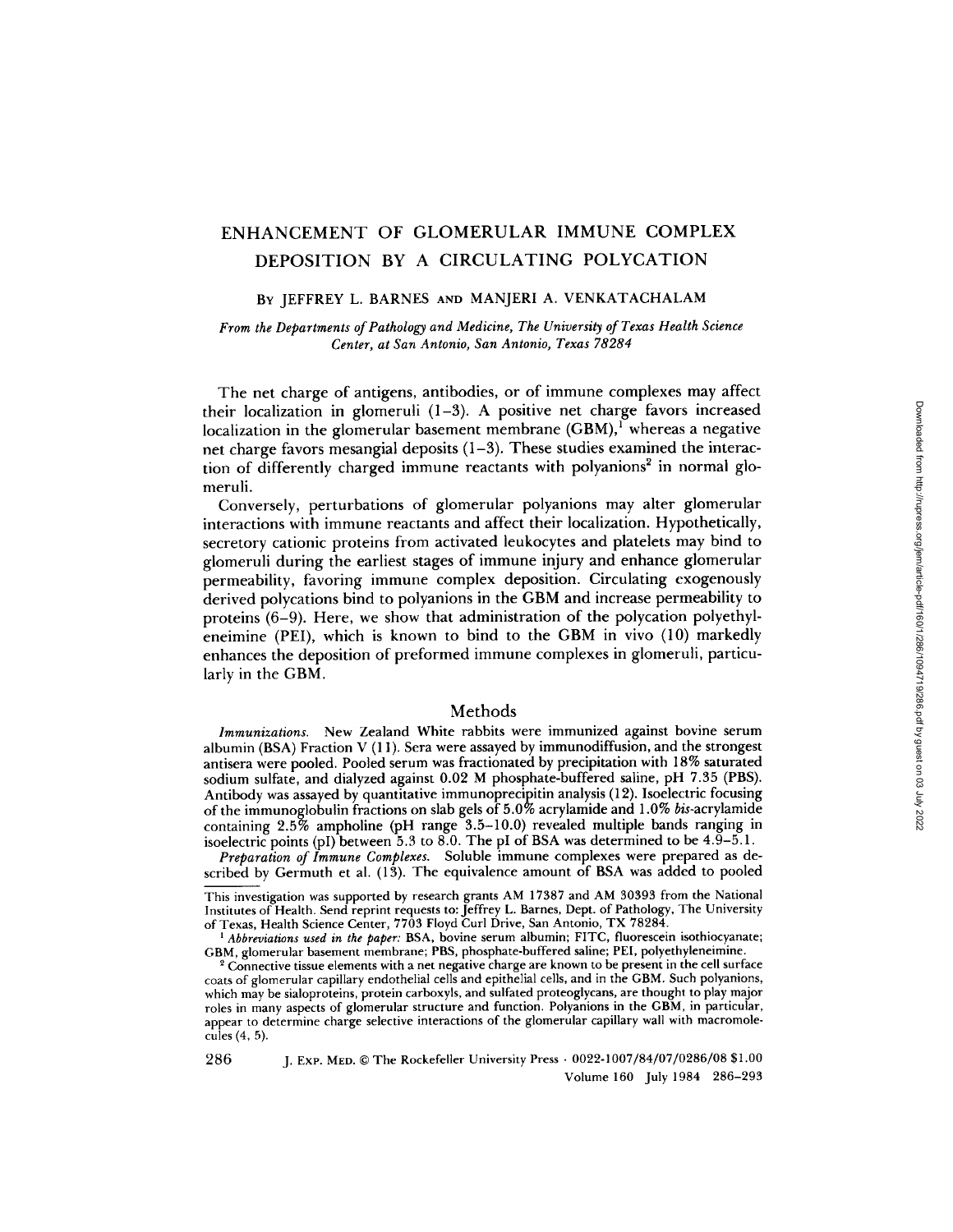# ENHANCEMENT OF GLOMERULAR IMMUNE COMPLEX DEPOSITION BY A CIRCULATING POLYCATION

By JEFFREY L. BARNES AND MANJERI A. VENKATACHALAM

*From the Departments of Pathology and Medicine, The University of Texas Health Science Center, at San Antonio, San Antonio, Texas 78284*

The net charge of antigens, antibodies, or of immune complexes may affect their localization in glomeruli (1–3). A positive net charge favors increased localization in the glomerular basement membrane (GBM),[1] whereas a negative net charge favors mesangial deposits (1–3). These studies examined the interaction of differently charged immune reactants with polyanions[2] in normal glomeruli.

Conversely, perturbations of glomerular polyanions may alter glomerular interactions with immune reactants and affect their localization. Hypothetically, secretory cationic proteins from activated leukocytes and platelets may bind to glomeruli during the earliest stages of immune injury and enhance glomerular permeability, favoring immune complex deposition. Circulating exogenously derived polycations bind to polyanions in the GBM and increase permeability to proteins (6–9). Here, we show that administration of the polycation polyethyleneimine (PEI), which is known to bind to the GBM in vivo (10) markedly enhances the deposition of preformed immune complexes in glomeruli, particularly in the GBM.

## Methods

*Immunizations.* New Zealand White rabbits were immunized against bovine serum albumin (BSA) Fraction V (11). Sera were assayed by immunodiffusion, and the strongest antisera were pooled. Pooled serum was fractionated by precipitation with 18% saturated sodium sulfate, and dialyzed against 0.02 M phosphate-buffered saline, pH 7.35 (PBS). Antibody was assayed by quantitative immunoprecipitin analysis (12). Isoelectric focusing of the immunoglobulin fractions on slab gels of 5.0% acrylamide and 1.0% *bis*-acrylamide containing 2.5% ampholine (pH range 3.5–10.0) revealed multiple bands ranging in isoelectric points (pI) between 5.3 to 8.0. The pI of BSA was determined to be 4.9–5.1.

*Preparation of Immune Complexes.* Soluble immune complexes were prepared as described by Germuth et al. (13). The equivalence amount of BSA was added to pooled

This investigation was supported by research grants AM 17387 and AM 30393 from the National Institutes of Health. Send reprint requests to: Jeffrey L. Barnes, Dept. of Pathology, The University of Texas, Health Science Center, 7703 Floyd Curl Drive, San Antonio, TX 78284.

[1] *Abbreviations used in the paper:* BSA, bovine serum albumin; FITC, fluorescein isothiocyanate; GBM, glomerular basement membrane; PBS, phosphate-buffered saline; PEI, polyethyleneimine.

[2] Connective tissue elements with a net negative charge are known to be present in the cell surface coats of glomerular capillary endothelial cells and epithelial cells, and in the GBM. Such polyanions, which may be sialoproteins, protein carboxyls, and sulfated proteoglycans, are thought to play major roles in many aspects of glomerular structure and function. Polyanions in the GBM, in particular, appear to determine charge selective interactions of the glomerular capillary wall with macromolecules (4, 5).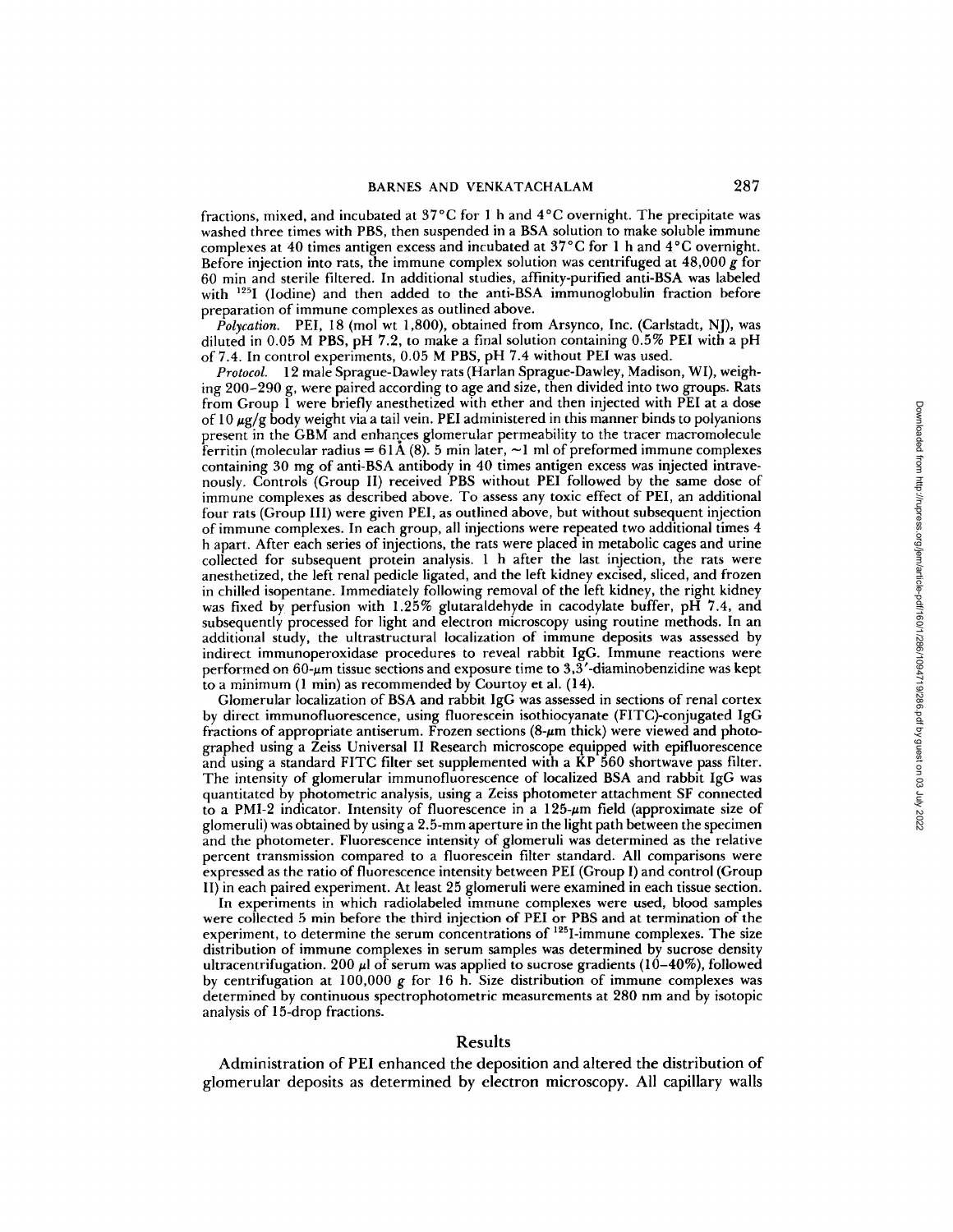fractions, mixed, and incubated at 37°C for 1 h and 4°C overnight. The precipitate was washed three times with PBS, then suspended in a BSA solution to make soluble immune complexes at 40 times antigen excess and incubated at 37°C for 1 h and 4°C overnight. Before injection into rats, the immune complex solution was centrifuged at 48,000 *g* for 60 min and sterile filtered. In additional studies, affinity-purified anti-BSA was labeled with $^{125}$I (Iodine) and then added to the anti-BSA immunoglobulin fraction before preparation of immune complexes as outlined above.

*Polycation.* PEI, 18 (mol wt 1,800), obtained from Arsynco, Inc. (Carlstadt, NJ), was diluted in 0.05 M PBS, pH 7.2, to make a final solution containing 0.5% PEI with a pH of 7.4. In control experiments, 0.05 M PBS, pH 7.4 without PEI was used.

*Protocol.* 12 male Sprague-Dawley rats (Harlan Sprague-Dawley, Madison, WI), weighing 200–290 g, were paired according to age and size, then divided into two groups. Rats from Group I were briefly anesthetized with ether and then injected with PEI at a dose of 10 μg/g body weight via a tail vein. PEI administered in this manner binds to polyanions present in the GBM and enhances glomerular permeability to the tracer macromolecule ferritin (molecular radius = 61Å (8). 5 min later, ~1 ml of preformed immune complexes containing 30 mg of anti-BSA antibody in 40 times antigen excess was injected intravenously. Controls (Group II) received PBS without PEI followed by the same dose of immune complexes as described above. To assess any toxic effect of PEI, an additional four rats (Group III) were given PEI, as outlined above, but without subsequent injection of immune complexes. In each group, all injections were repeated two additional times 4 h apart. After each series of injections, the rats were placed in metabolic cages and urine collected for subsequent protein analysis. 1 h after the last injection, the rats were anesthetized, the left renal pedicle ligated, and the left kidney excised, sliced, and frozen in chilled isopentane. Immediately following removal of the left kidney, the right kidney was fixed by perfusion with 1.25% glutaraldehyde in cacodylate buffer, pH 7.4, and subsequently processed for light and electron microscopy using routine methods. In an additional study, the ultrastructural localization of immune deposits was assessed by indirect immunoperoxidase procedures to reveal rabbit IgG. Immune reactions were performed on 60-μm tissue sections and exposure time to 3,3'-diaminobenzidine was kept to a minimum (1 min) as recommended by Courtoy et al. (14).

Glomerular localization of BSA and rabbit IgG was assessed in sections of renal cortex by direct immunofluorescence, using fluorescein isothiocyanate (FITC)-conjugated IgG fractions of appropriate antiserum. Frozen sections (8-μm thick) were viewed and photographed using a Zeiss Universal II Research microscope equipped with epifluorescence and using a standard FITC filter set supplemented with a KP 560 shortwave pass filter. The intensity of glomerular immunofluorescence of localized BSA and rabbit IgG was quantitated by photometric analysis, using a Zeiss photometer attachment SF connected to a PMI-2 indicator. Intensity of fluorescence in a 125-μm field (approximate size of glomeruli) was obtained by using a 2.5-mm aperture in the light path between the specimen and the photometer. Fluorescence intensity of glomeruli was determined as the relative percent transmission compared to a fluorescein filter standard. All comparisons were expressed as the ratio of fluorescence intensity between PEI (Group I) and control (Group II) in each paired experiment. At least 25 glomeruli were examined in each tissue section.

In experiments in which radiolabeled immune complexes were used, blood samples were collected 5 min before the third injection of PEI or PBS and at termination of the experiment, to determine the serum concentrations of $^{125}$I-immune complexes. The size distribution of immune complexes in serum samples was determined by sucrose density ultracentrifugation. 200 μl of serum was applied to sucrose gradients (10–40%), followed by centrifugation at 100,000 *g* for 16 h. Size distribution of immune complexes was determined by continuous spectrophotometric measurements at 280 nm and by isotopic analysis of 15-drop fractions.

## Results

Administration of PEI enhanced the deposition and altered the distribution of glomerular deposits as determined by electron microscopy. All capillary walls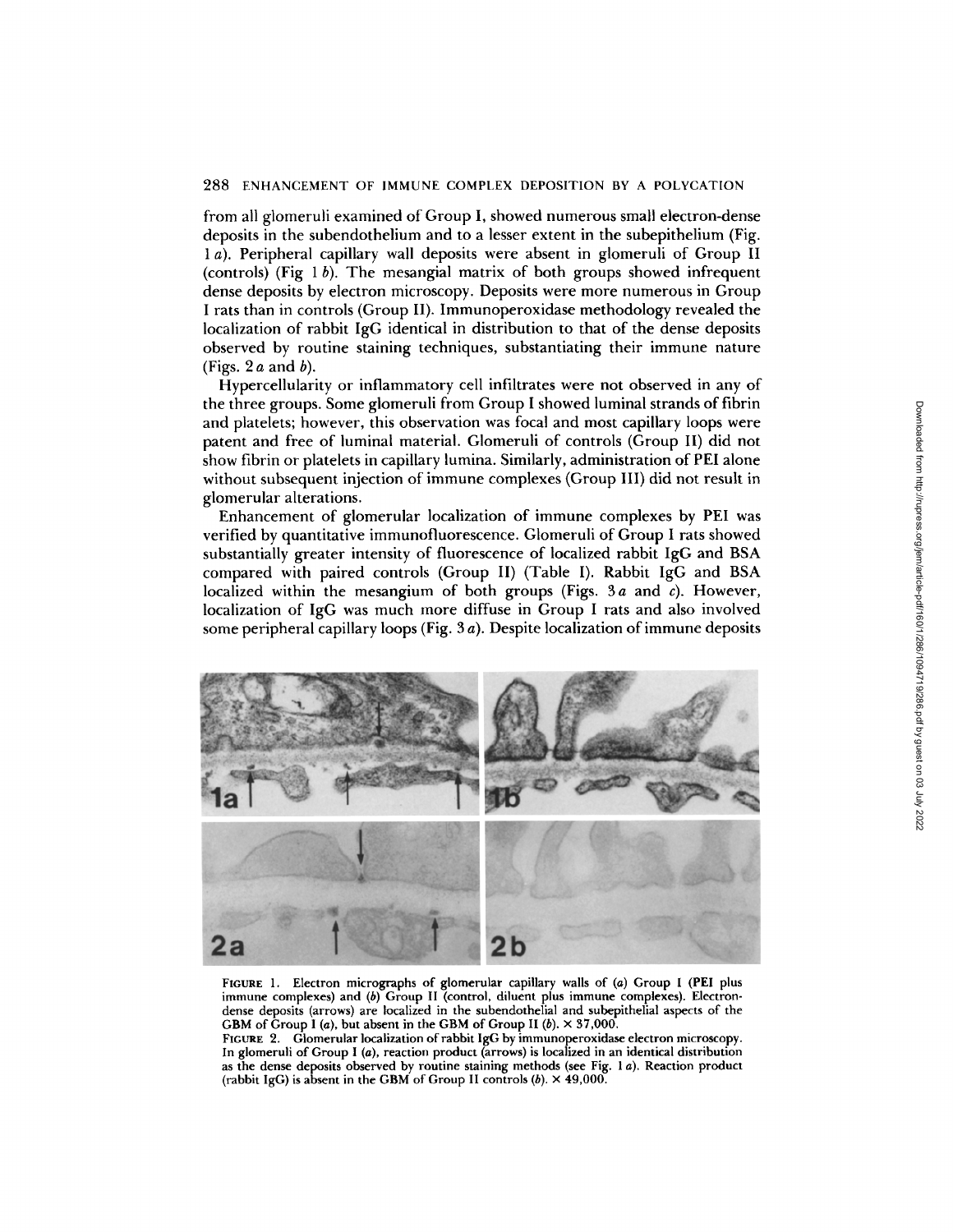from all glomeruli examined of Group I, showed numerous small electron-dense deposits in the subendothelium and to a lesser extent in the subepithelium (Fig. 1 *a*). Peripheral capillary wall deposits were absent in glomeruli of Group II (controls) (Fig 1 *b*). The mesangial matrix of both groups showed infrequent dense deposits by electron microscopy. Deposits were more numerous in Group I rats than in controls (Group II). Immunoperoxidase methodology revealed the localization of rabbit IgG identical in distribution to that of the dense deposits observed by routine staining techniques, substantiating their immune nature (Figs. 2 *a* and *b*).

Hypercellularity or inflammatory cell infiltrates were not observed in any of the three groups. Some glomeruli from Group I showed luminal strands of fibrin and platelets; however, this observation was focal and most capillary loops were patent and free of luminal material. Glomeruli of controls (Group II) did not show fibrin or platelets in capillary lumina. Similarly, administration of PEI alone without subsequent injection of immune complexes (Group III) did not result in glomerular alterations.

Enhancement of glomerular localization of immune complexes by PEI was verified by quantitative immunofluorescence. Glomeruli of Group I rats showed substantially greater intensity of fluorescence of localized rabbit IgG and BSA compared with paired controls (Group II) (Table I). Rabbit IgG and BSA localized within the mesangium of both groups (Figs. 3 *a* and *c*). However, localization of IgG was much more diffuse in Group I rats and also involved some peripheral capillary loops (Fig. 3 *a*). Despite localization of immune deposits

FIGURE 1. Electron micrographs of glomerular capillary walls of (*a*) Group I (PEI plus immune complexes) and (*b*) Group II (control, diluent plus immune complexes). Electron-dense deposits (arrows) are localized in the subendothelial and subepithelial aspects of the GBM of Group I (*a*), but absent in the GBM of Group II (*b*). × 37,000.

FIGURE 2. Glomerular localization of rabbit IgG by immunoperoxidase electron microscopy. In glomeruli of Group I (*a*), reaction product (arrows) is localized in an identical distribution as the dense deposits observed by routine staining methods (see Fig. 1 *a*). Reaction product (rabbit IgG) is absent in the GBM of Group II controls (*b*). × 49,000.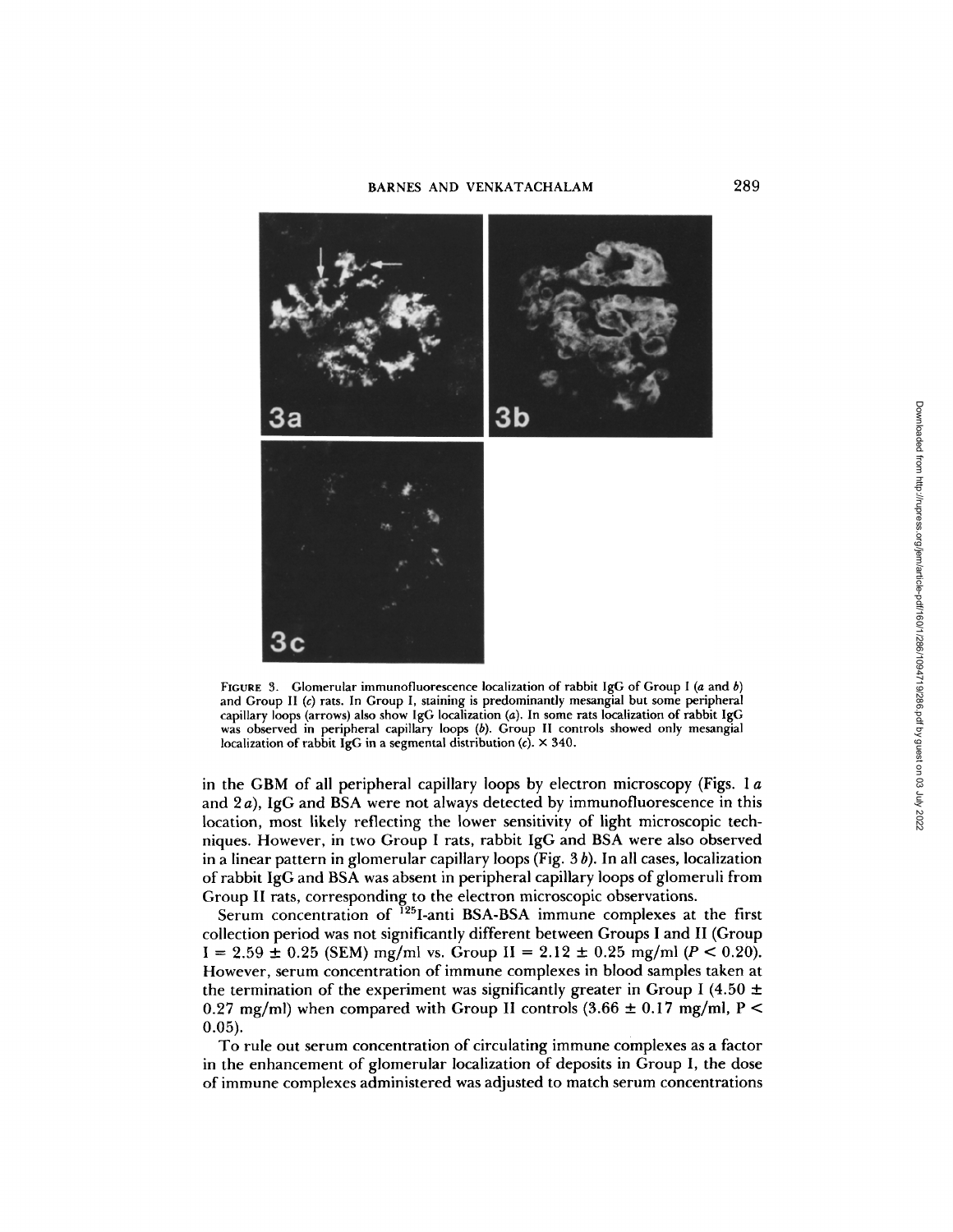FIGURE 3. Glomerular immunofluorescence localization of rabbit IgG of Group I (*a* and *b*) and Group II (*c*) rats. In Group I, staining is predominantly mesangial but some peripheral capillary loops (arrows) also show IgG localization (*a*). In some rats localization of rabbit IgG was observed in peripheral capillary loops (*b*). Group II controls showed only mesangial localization of rabbit IgG in a segmental distribution (*c*). × 340.

in the GBM of all peripheral capillary loops by electron microscopy (Figs. 1 *a* and 2 *a*), IgG and BSA were not always detected by immunofluorescence in this location, most likely reflecting the lower sensitivity of light microscopic techniques. However, in two Group I rats, rabbit IgG and BSA were also observed in a linear pattern in glomerular capillary loops (Fig. 3 *b*). In all cases, localization of rabbit IgG and BSA was absent in peripheral capillary loops of glomeruli from Group II rats, corresponding to the electron microscopic observations.

Serum concentration of $^{125}$I-anti BSA-BSA immune complexes at the first collection period was not significantly different between Groups I and II (Group I = 2.59 ± 0.25 (SEM) mg/ml vs. Group II = 2.12 ± 0.25 mg/ml ($P < 0.20$). However, serum concentration of immune complexes in blood samples taken at the termination of the experiment was significantly greater in Group I (4.50 ± 0.27 mg/ml) when compared with Group II controls (3.66 ± 0.17 mg/ml, $P < 0.05$).

To rule out serum concentration of circulating immune complexes as a factor in the enhancement of glomerular localization of deposits in Group I, the dose of immune complexes administered was adjusted to match serum concentrations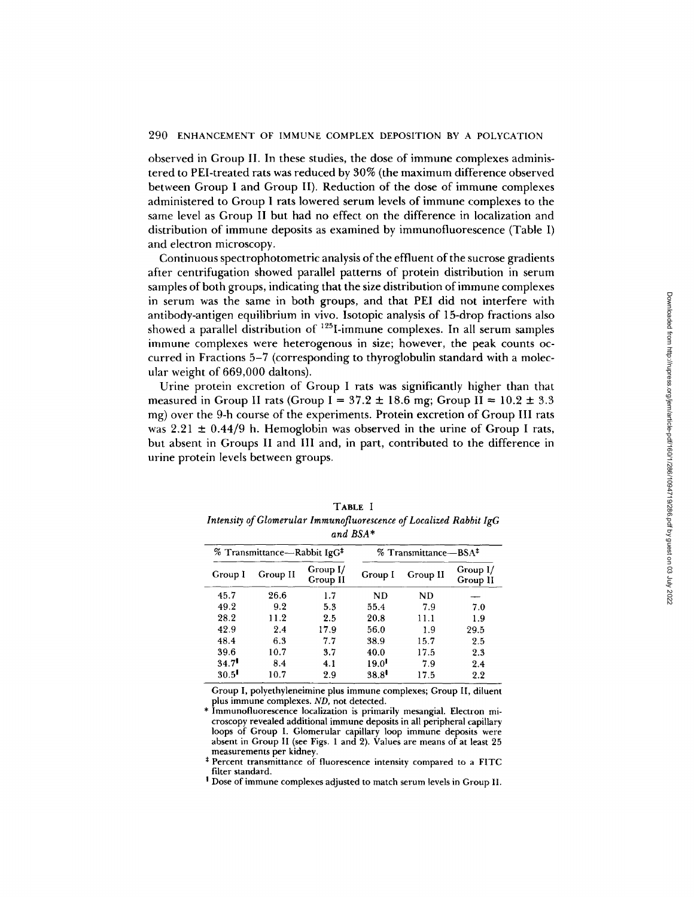observed in Group II. In these studies, the dose of immune complexes administered to PEI-treated rats was reduced by 30% (the maximum difference observed between Group I and Group II). Reduction of the dose of immune complexes administered to Group I rats lowered serum levels of immune complexes to the same level as Group II but had no effect on the difference in localization and distribution of immune deposits as examined by immunofluorescence (Table I) and electron microscopy.

Continuous spectrophotometric analysis of the effluent of the sucrose gradients after centrifugation showed parallel patterns of protein distribution in serum samples of both groups, indicating that the size distribution of immune complexes in serum was the same in both groups, and that PEI did not interfere with antibody-antigen equilibrium in vivo. Isotopic analysis of 15-drop fractions also showed a parallel distribution of $^{125}$I-immune complexes. In all serum samples immune complexes were heterogenous in size; however, the peak counts occurred in Fractions 5–7 (corresponding to thyroglobulin standard with a molecular weight of 669,000 daltons).

Urine protein excretion of Group I rats was significantly higher than that measured in Group II rats (Group I = 37.2 ± 18.6 mg; Group II = 10.2 ± 3.3 mg) over the 9-h course of the experiments. Protein excretion of Group III rats was 2.21 ± 0.44/9 h. Hemoglobin was observed in the urine of Group I rats, but absent in Groups II and III and, in part, contributed to the difference in urine protein levels between groups.

TABLE I
*Intensity of Glomerular Immunofluorescence of Localized Rabbit IgG and BSA**

| % Transmittance—Rabbit IgG‡ | | | % Transmittance—BSA‡ | | |
|---|---|---|---|---|---|
| Group I | Group II | Group I/ Group II | Group I | Group II | Group I/ Group II |
| 45.7 | 26.6 | 1.7 | ND | ND | — |
| 49.2 | 9.2 | 5.3 | 55.4 | 7.9 | 7.0 |
| 28.2 | 11.2 | 2.5 | 20.8 | 11.1 | 1.9 |
| 42.9 | 2.4 | 17.9 | 56.0 | 1.9 | 29.5 |
| 48.4 | 6.3 | 7.7 | 38.9 | 15.7 | 2.5 |
| 39.6 | 10.7 | 3.7 | 40.0 | 17.5 | 2.3 |
| 34.7[‖] | 8.4 | 4.1 | 19.0[‖] | 7.9 | 2.4 |
| 30.5[‖] | 10.7 | 2.9 | 38.8[‖] | 17.5 | 2.2 |

Group I, polyethyleneimine plus immune complexes; Group II, diluent plus immune complexes. *ND*, not detected.

\* Immunofluorescence localization is primarily mesangial. Electron microscopy revealed additional immune deposits in all peripheral capillary loops of Group I. Glomerular capillary loop immune deposits were absent in Group II (see Figs. 1 and 2). Values are means of at least 25 measurements per kidney.

‡ Percent transmittance of fluorescence intensity compared to a FITC filter standard.

‖ Dose of immune complexes adjusted to match serum levels in Group II.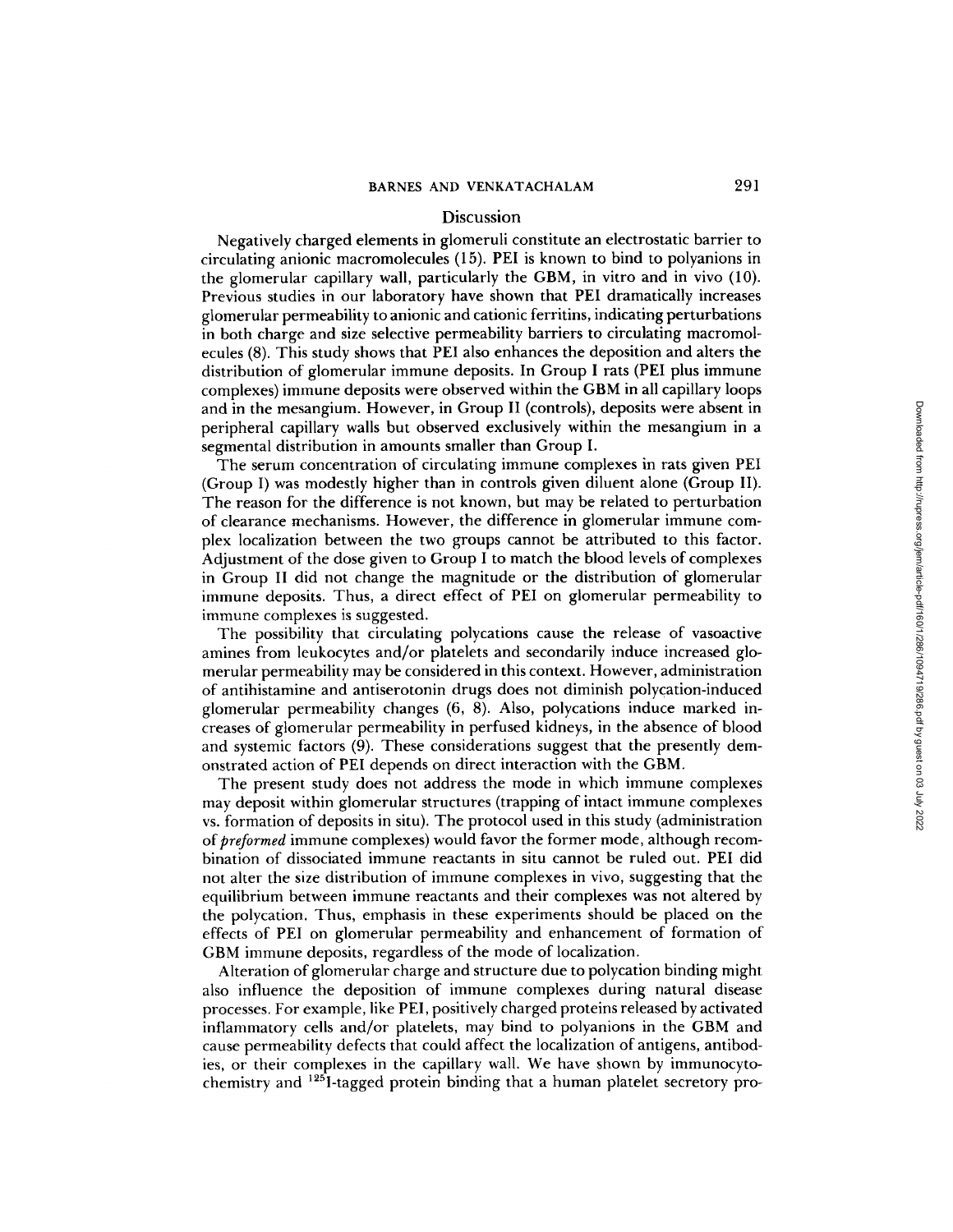## Discussion

Negatively charged elements in glomeruli constitute an electrostatic barrier to circulating anionic macromolecules (15). PEI is known to bind to polyanions in the glomerular capillary wall, particularly the GBM, in vitro and in vivo (10). Previous studies in our laboratory have shown that PEI dramatically increases glomerular permeability to anionic and cationic ferritins, indicating perturbations in both charge and size selective permeability barriers to circulating macromolecules (8). This study shows that PEI also enhances the deposition and alters the distribution of glomerular immune deposits. In Group I rats (PEI plus immune complexes) immune deposits were observed within the GBM in all capillary loops and in the mesangium. However, in Group II (controls), deposits were absent in peripheral capillary walls but observed exclusively within the mesangium in a segmental distribution in amounts smaller than Group I.

The serum concentration of circulating immune complexes in rats given PEI (Group I) was modestly higher than in controls given diluent alone (Group II). The reason for the difference is not known, but may be related to perturbation of clearance mechanisms. However, the difference in glomerular immune complex localization between the two groups cannot be attributed to this factor. Adjustment of the dose given to Group I to match the blood levels of complexes in Group II did not change the magnitude or the distribution of glomerular immune deposits. Thus, a direct effect of PEI on glomerular permeability to immune complexes is suggested.

The possibility that circulating polycations cause the release of vasoactive amines from leukocytes and/or platelets and secondarily induce increased glomerular permeability may be considered in this context. However, administration of antihistamine and antiserotonin drugs does not diminish polycation-induced glomerular permeability changes (6, 8). Also, polycations induce marked increases of glomerular permeability in perfused kidneys, in the absence of blood and systemic factors (9). These considerations suggest that the presently demonstrated action of PEI depends on direct interaction with the GBM.

The present study does not address the mode in which immune complexes may deposit within glomerular structures (trapping of intact immune complexes vs. formation of deposits in situ). The protocol used in this study (administration of *preformed* immune complexes) would favor the former mode, although recombination of dissociated immune reactants in situ cannot be ruled out. PEI did not alter the size distribution of immune complexes in vivo, suggesting that the equilibrium between immune reactants and their complexes was not altered by the polycation. Thus, emphasis in these experiments should be placed on the effects of PEI on glomerular permeability and enhancement of formation of GBM immune deposits, regardless of the mode of localization.

Alteration of glomerular charge and structure due to polycation binding might also influence the deposition of immune complexes during natural disease processes. For example, like PEI, positively charged proteins released by activated inflammatory cells and/or platelets, may bind to polyanions in the GBM and cause permeability defects that could affect the localization of antigens, antibodies, or their complexes in the capillary wall. We have shown by immunocytochemistry and $^{125}$I-tagged protein binding that a human platelet secretory pro-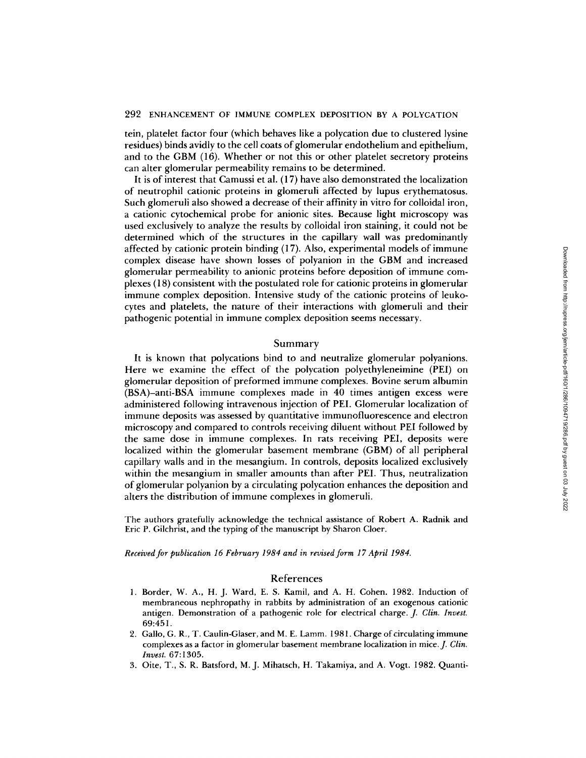tein, platelet factor four (which behaves like a polycation due to clustered lysine residues) binds avidly to the cell coats of glomerular endothelium and epithelium, and to the GBM (16). Whether or not this or other platelet secretory proteins can alter glomerular permeability remains to be determined.

It is of interest that Camussi et al. (17) have also demonstrated the localization of neutrophil cationic proteins in glomeruli affected by lupus erythematosus. Such glomeruli also showed a decrease of their affinity in vitro for colloidal iron, a cationic cytochemical probe for anionic sites. Because light microscopy was used exclusively to analyze the results by colloidal iron staining, it could not be determined which of the structures in the capillary wall was predominantly affected by cationic protein binding (17). Also, experimental models of immune complex disease have shown losses of polyanion in the GBM and increased glomerular permeability to anionic proteins before deposition of immune complexes (18) consistent with the postulated role for cationic proteins in glomerular immune complex deposition. Intensive study of the cationic proteins of leukocytes and platelets, the nature of their interactions with glomeruli and their pathogenic potential in immune complex deposition seems necessary.

## Summary

It is known that polycations bind to and neutralize glomerular polyanions. Here we examine the effect of the polycation polyethyleneimine (PEI) on glomerular deposition of preformed immune complexes. Bovine serum albumin (BSA)–anti-BSA immune complexes made in 40 times antigen excess were administered following intravenous injection of PEI. Glomerular localization of immune deposits was assessed by quantitative immunofluorescence and electron microscopy and compared to controls receiving diluent without PEI followed by the same dose in immune complexes. In rats receiving PEI, deposits were localized within the glomerular basement membrane (GBM) of all peripheral capillary walls and in the mesangium. In controls, deposits localized exclusively within the mesangium in smaller amounts than after PEI. Thus, neutralization of glomerular polyanion by a circulating polycation enhances the deposition and alters the distribution of immune complexes in glomeruli.

The authors gratefully acknowledge the technical assistance of Robert A. Radnik and Eric P. Gilchrist, and the typing of the manuscript by Sharon Cloer.

*Received for publication 16 February 1984 and in revised form 17 April 1984.*

## References

1. Border, W. A., H. J. Ward, E. S. Kamil, and A. H. Cohen. 1982. Induction of membraneous nephropathy in rabbits by administration of an exogenous cationic antigen. Demonstration of a pathogenic role for electrical charge. *J. Clin. Invest.* 69:451.
2. Gallo, G. R., T. Caulin-Glaser, and M. E. Lamm. 1981. Charge of circulating immune complexes as a factor in glomerular basement membrane localization in mice. *J. Clin. Invest.* 67:1305.
3. Oite, T., S. R. Batsford, M. J. Mihatsch, H. Takamiya, and A. Vogt. 1982. Quanti-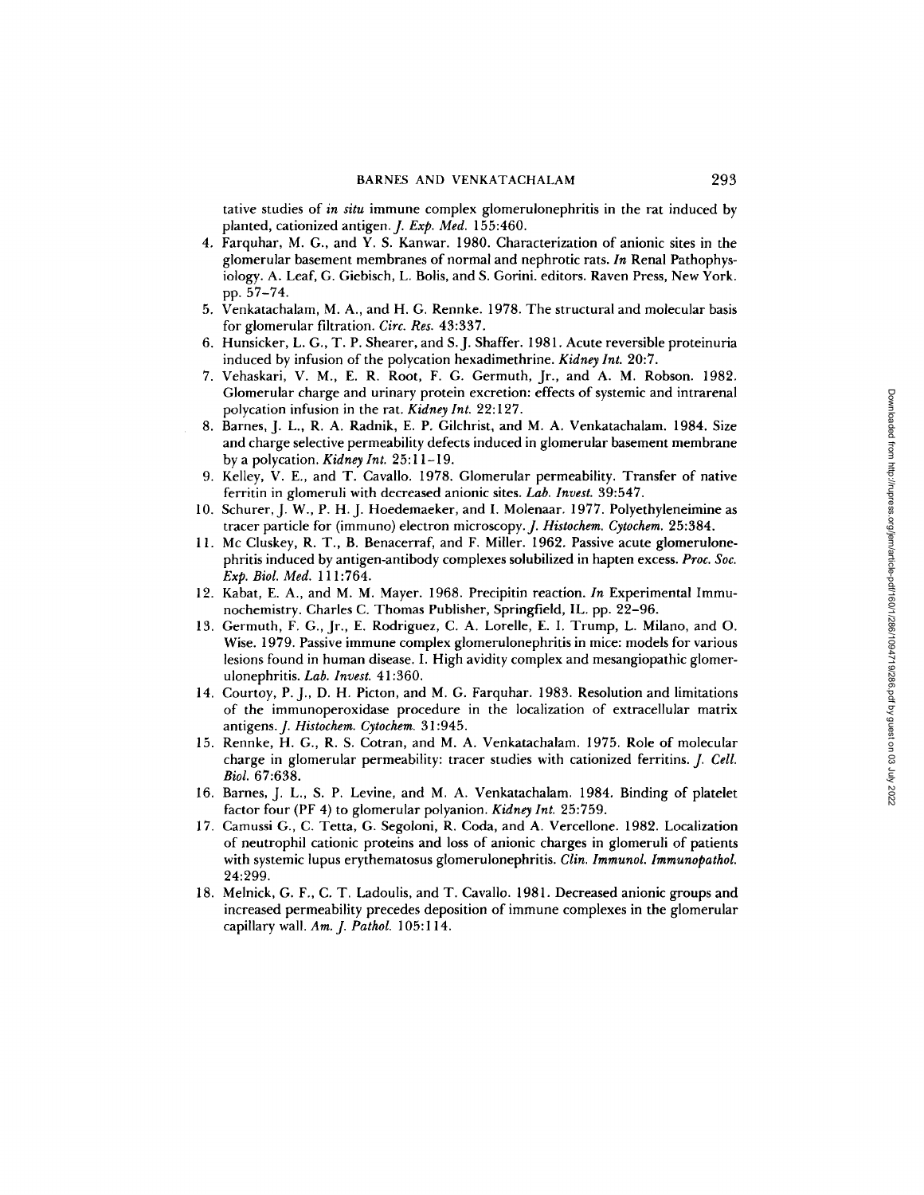tative studies of *in situ* immune complex glomerulonephritis in the rat induced by planted, cationized antigen. *J. Exp. Med.* 155:460.

4. Farquhar, M. G., and Y. S. Kanwar. 1980. Characterization of anionic sites in the glomerular basement membranes of normal and nephrotic rats. *In* Renal Pathophysiology. A. Leaf, G. Giebisch, L. Bolis, and S. Gorini. editors. Raven Press, New York. pp. 57–74.
5. Venkatachalam, M. A., and H. G. Rennke. 1978. The structural and molecular basis for glomerular filtration. *Circ. Res.* 43:337.
6. Hunsicker, L. G., T. P. Shearer, and S. J. Shaffer. 1981. Acute reversible proteinuria induced by infusion of the polycation hexadimethrine. *Kidney Int.* 20:7.
7. Vehaskari, V. M., E. R. Root, F. G. Germuth, Jr., and A. M. Robson. 1982. Glomerular charge and urinary protein excretion: effects of systemic and intrarenal polycation infusion in the rat. *Kidney Int.* 22:127.
8. Barnes, J. L., R. A. Radnik, E. P. Gilchrist, and M. A. Venkatachalam. 1984. Size and charge selective permeability defects induced in glomerular basement membrane by a polycation. *Kidney Int.* 25:11–19.
9. Kelley, V. E., and T. Cavallo. 1978. Glomerular permeability. Transfer of native ferritin in glomeruli with decreased anionic sites. *Lab. Invest.* 39:547.
10. Schurer, J. W., P. H. J. Hoedemaeker, and I. Molenaar. 1977. Polyethyleneimine as tracer particle for (immuno) electron microscopy. *J. Histochem. Cytochem.* 25:384.
11. Mc Cluskey, R. T., B. Benacerraf, and F. Miller. 1962. Passive acute glomerulonephritis induced by antigen-antibody complexes solubilized in hapten excess. *Proc. Soc. Exp. Biol. Med.* 111:764.
12. Kabat, E. A., and M. M. Mayer. 1968. Precipitin reaction. *In* Experimental Immunochemistry. Charles C. Thomas Publisher, Springfield, IL. pp. 22–96.
13. Germuth, F. G., Jr., E. Rodriguez, C. A. Lorelle, E. I. Trump, L. Milano, and O. Wise. 1979. Passive immune complex glomerulonephritis in mice: models for various lesions found in human disease. I. High avidity complex and mesangiopathic glomerulonephritis. *Lab. Invest.* 41:360.
14. Courtoy, P. J., D. H. Picton, and M. G. Farquhar. 1983. Resolution and limitations of the immunoperoxidase procedure in the localization of extracellular matrix antigens. *J. Histochem. Cytochem.* 31:945.
15. Rennke, H. G., R. S. Cotran, and M. A. Venkatachalam. 1975. Role of molecular charge in glomerular permeability: tracer studies with cationized ferritins. *J. Cell. Biol.* 67:638.
16. Barnes, J. L., S. P. Levine, and M. A. Venkatachalam. 1984. Binding of platelet factor four (PF 4) to glomerular polyanion. *Kidney Int.* 25:759.
17. Camussi G., C. Tetta, G. Segoloni, R. Coda, and A. Vercellone. 1982. Localization of neutrophil cationic proteins and loss of anionic charges in glomeruli of patients with systemic lupus erythematosus glomerulonephritis. *Clin. Immunol. Immunopathol.* 24:299.
18. Melnick, G. F., C. T. Ladoulis, and T. Cavallo. 1981. Decreased anionic groups and increased permeability precedes deposition of immune complexes in the glomerular capillary wall. *Am. J. Pathol.* 105:114.